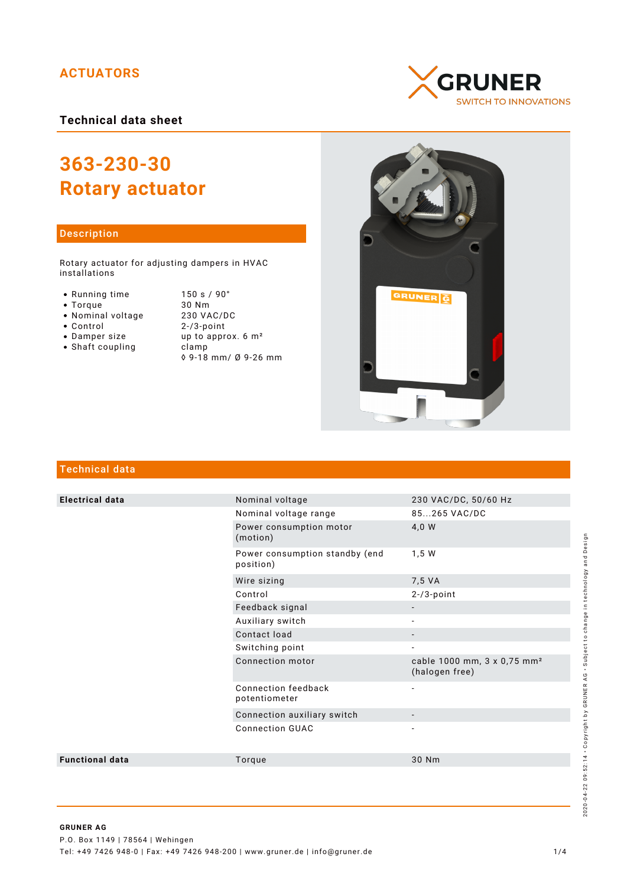ACTUATORS

GRUNER
SWITCH TO INNOVATIONS

## Technical data sheet

# 363-230-30
# Rotary actuator

## Description

Rotary actuator for adjusting dampers in HVAC installations

| | |
|---|---|
| • Running time | 150 s / 90° |
| • Torque | 30 Nm |
| • Nominal voltage | 230 VAC/DC |
| • Control | 2-/3-point |
| • Damper size | up to approx. 6 m² |
| • Shaft coupling | clamp<br>◊ 9-18 mm/ Ø 9-26 mm |

## Technical data

| | | |
|---|---|---|
| **Electrical data** | Nominal voltage | 230 VAC/DC, 50/60 Hz |
| | Nominal voltage range | 85...265 VAC/DC |
| | Power consumption motor (motion) | 4,0 W |
| | Power consumption standby (end position) | 1,5 W |
| | Wire sizing | 7,5 VA |
| | Control | 2-/3-point |
| | Feedback signal | - |
| | Auxiliary switch | - |
| | Contact load | - |
| | Switching point | - |
| | Connection motor | cable 1000 mm, 3 x 0,75 mm² (halogen free) |
| | Connection feedback potentiometer | - |
| | Connection auxiliary switch | - |
| | Connection GUAC | - |
| **Functional data** | Torque | 30 Nm |

**GRUNER AG**
P.O. Box 1149 | 78564 | Wehingen
Tel: +49 7426 948-0 | Fax: +49 7426 948-200 | www.gruner.de | info@gruner.de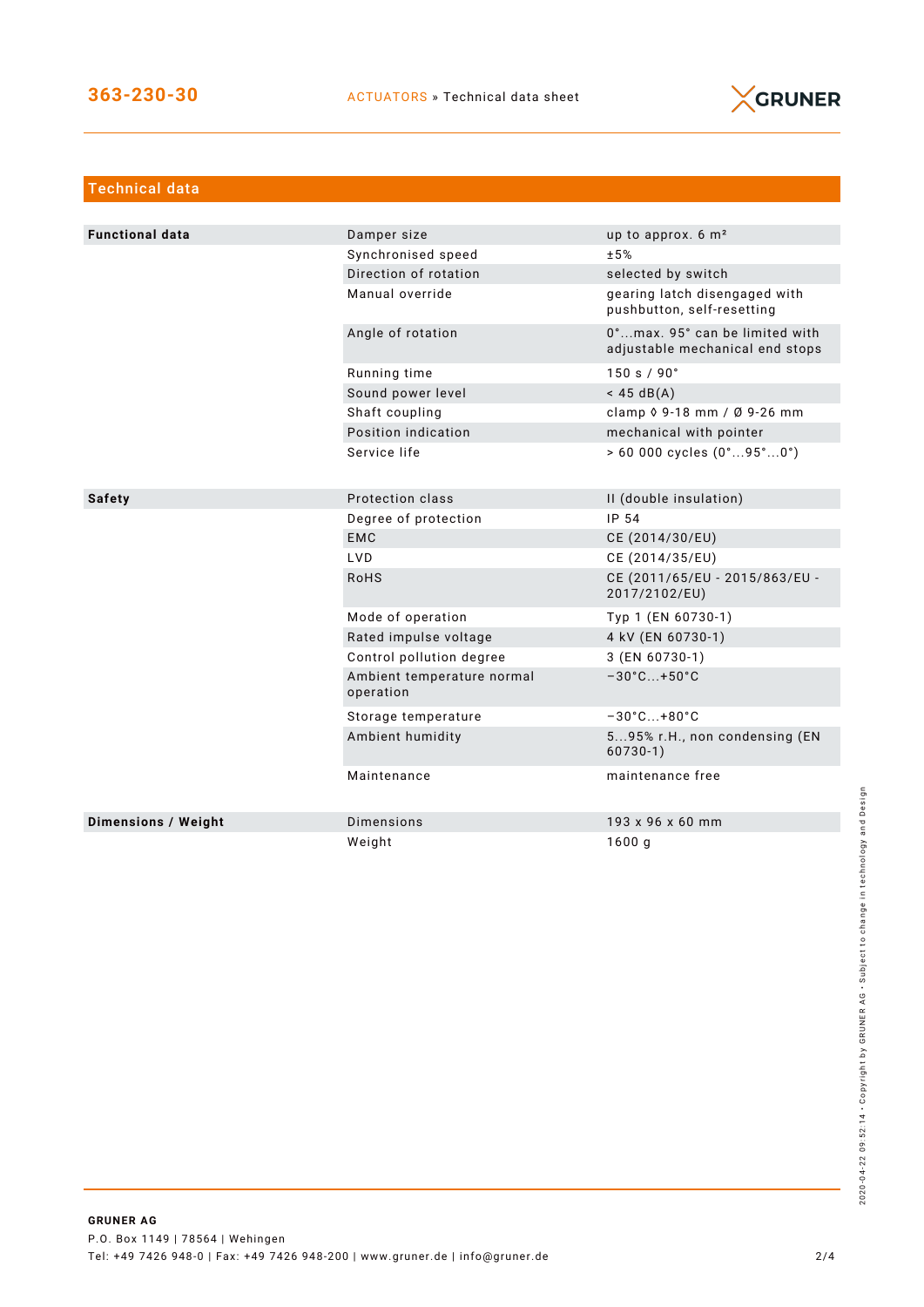## Technical data

| | | |
|---|---|---|
| **Functional data** | Damper size | up to approx. 6 m² |
| | Synchronised speed | ±5% |
| | Direction of rotation | selected by switch |
| | Manual override | gearing latch disengaged with pushbutton, self-resetting |
| | Angle of rotation | 0°...max. 95° can be limited with adjustable mechanical end stops |
| | Running time | 150 s / 90° |
| | Sound power level | < 45 dB(A) |
| | Shaft coupling | clamp ◊ 9-18 mm / Ø 9-26 mm |
| | Position indication | mechanical with pointer |
| | Service life | > 60 000 cycles (0°...95°...0°) |
| **Safety** | Protection class | II (double insulation) |
| | Degree of protection | IP 54 |
| | EMC | CE (2014/30/EU) |
| | LVD | CE (2014/35/EU) |
| | RoHS | CE (2011/65/EU - 2015/863/EU - 2017/2102/EU) |
| | Mode of operation | Typ 1 (EN 60730-1) |
| | Rated impulse voltage | 4 kV (EN 60730-1) |
| | Control pollution degree | 3 (EN 60730-1) |
| | Ambient temperature normal operation | −30°C...+50°C |
| | Storage temperature | −30°C...+80°C |
| | Ambient humidity | 5...95% r.H., non condensing (EN 60730-1) |
| | Maintenance | maintenance free |
| **Dimensions / Weight** | Dimensions | 193 x 96 x 60 mm |
| | Weight | 1600 g |

**GRUNER AG**
P.O. Box 1149 | 78564 | Wehingen
Tel: +49 7426 948-0 | Fax: +49 7426 948-200 | www.gruner.de | info@gruner.de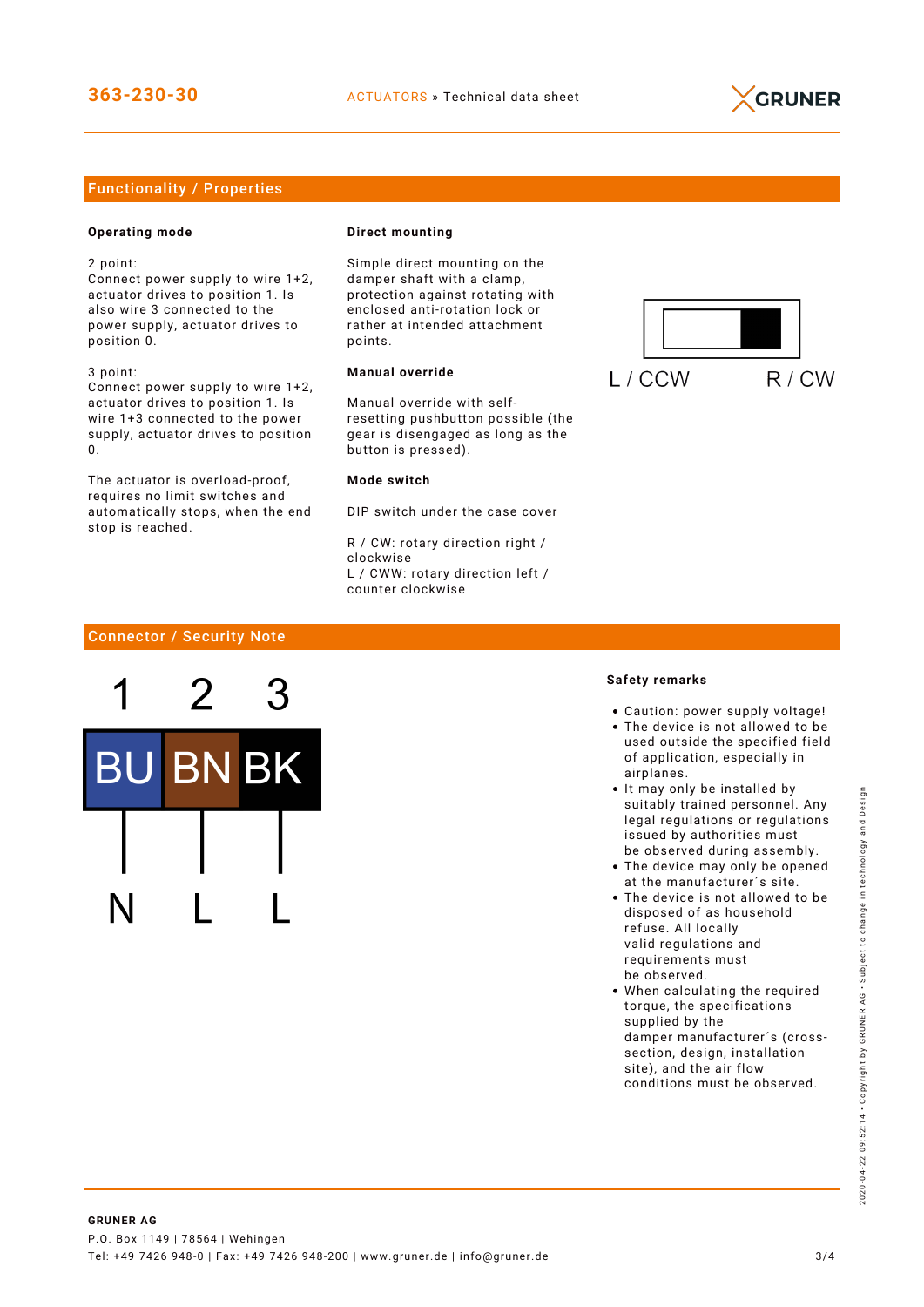## Functionality / Properties

**Operating mode**

2 point:
Connect power supply to wire 1+2, actuator drives to position 1. Is also wire 3 connected to the power supply, actuator drives to position 0.

3 point:
Connect power supply to wire 1+2, actuator drives to position 1. Is wire 1+3 connected to the power supply, actuator drives to position 0.

The actuator is overload-proof, requires no limit switches and automatically stops, when the end stop is reached.

**Direct mounting**

Simple direct mounting on the damper shaft with a clamp, protection against rotating with enclosed anti-rotation lock or rather at intended attachment points.

**Manual override**

Manual override with self-resetting pushbutton possible (the gear is disengaged as long as the button is pressed).

**Mode switch**

DIP switch under the case cover

R / CW: rotary direction right / clockwise
L / CWW: rotary direction left / counter clockwise

L / CCW R / CW

## Connector / Security Note

| 1 | 2 | 3 |
|---|---|---|
| BU | BN | BK |
| N | L | L |

**Safety remarks**

- Caution: power supply voltage!
- The device is not allowed to be used outside the specified field of application, especially in airplanes.
- It may only be installed by suitably trained personnel. Any legal regulations or regulations issued by authorities must be observed during assembly.
- The device may only be opened at the manufacturer´s site.
- The device is not allowed to be disposed of as household refuse. All locally valid regulations and requirements must be observed.
- When calculating the required torque, the specifications supplied by the damper manufacturer´s (cross-section, design, installation site), and the air flow conditions must be observed.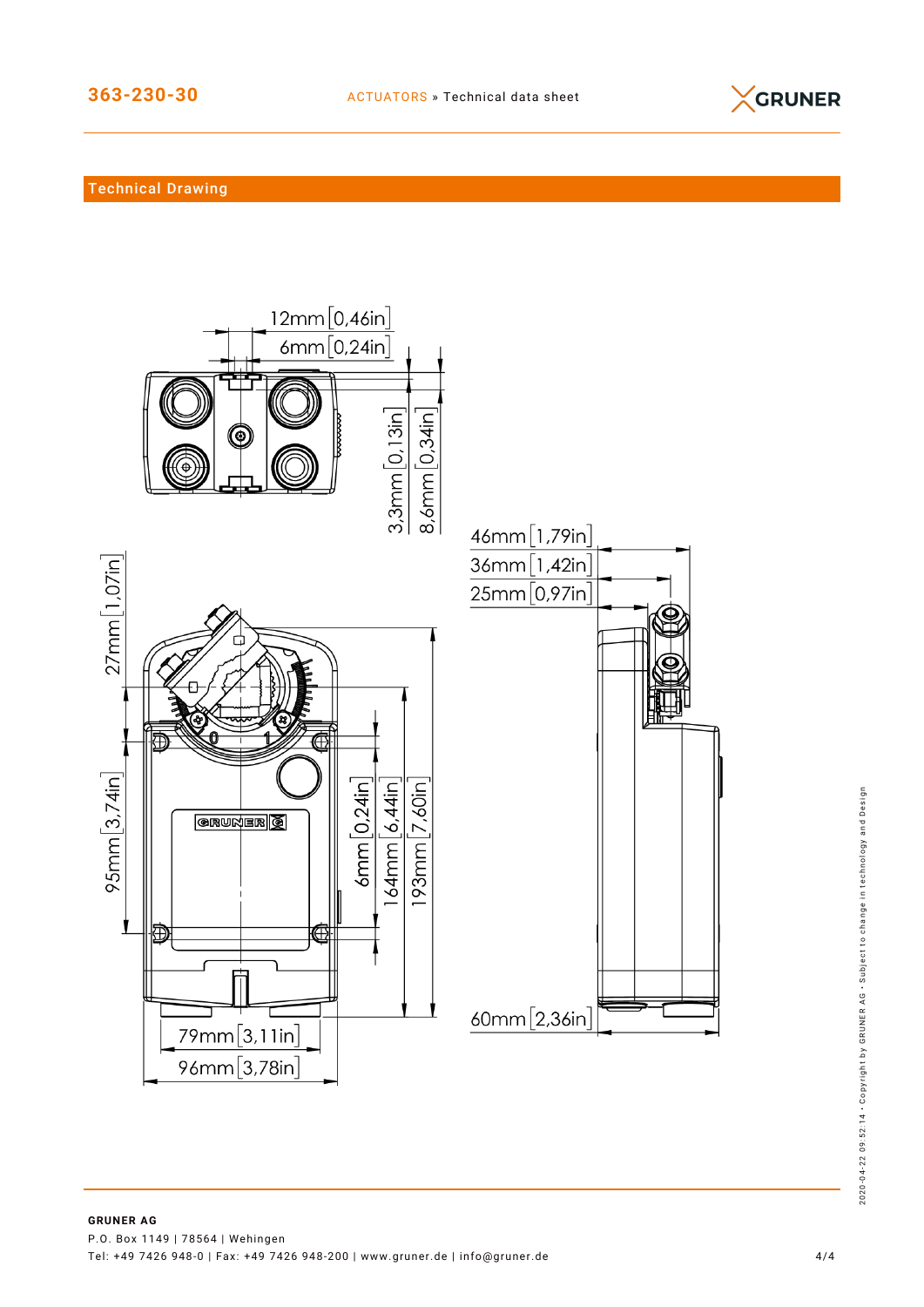## Technical Drawing

12mm [0,46in]
6mm [0,24in]
3,3mm [0,13in]
8,6mm [0,34in]
46mm [1,79in]
36mm [1,42in]
25mm [0,97in]
27mm [1,07in]
95mm [3,74in]
6mm [0,24in]
164mm [6,44in]
193mm [7,60in]
GRUNER
0
1
79mm [3,11in]
96mm [3,78in]
60mm [2,36in]

2020-04-22 09:52:14 · Copyright by GRUNER AG · Subject to change in technology and Design

**GRUNER AG**
P.O. Box 1149 | 78564 | Wehingen
Tel: +49 7426 948-0 | Fax: +49 7426 948-200 | www.gruner.de | info@gruner.de